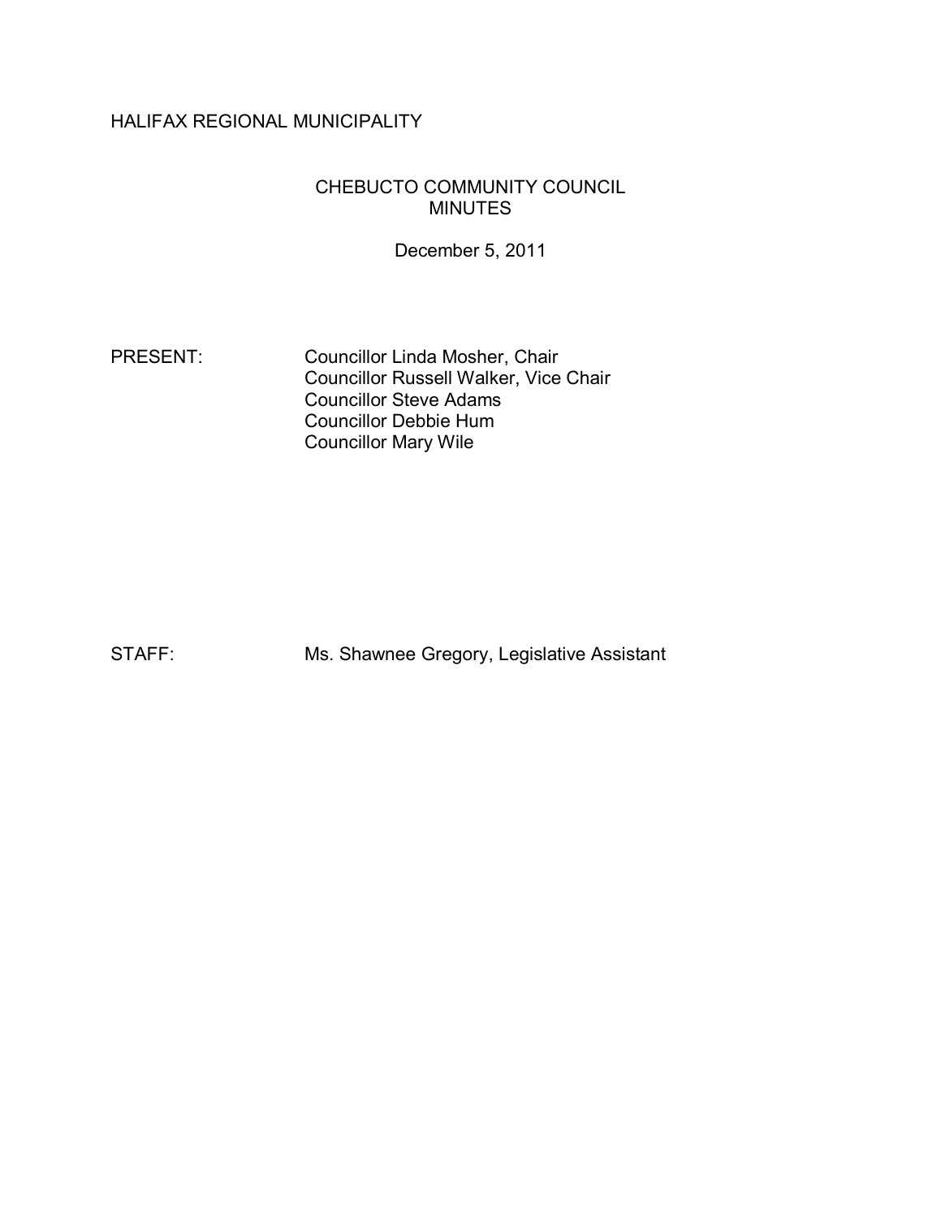HALIFAX REGIONAL MUNICIPALITY

CHEBUCTO COMMUNITY COUNCIL
MINUTES

December 5, 2011

PRESENT: Councillor Linda Mosher, Chair
Councillor Russell Walker, Vice Chair
Councillor Steve Adams
Councillor Debbie Hum
Councillor Mary Wile

STAFF: Ms. Shawnee Gregory, Legislative Assistant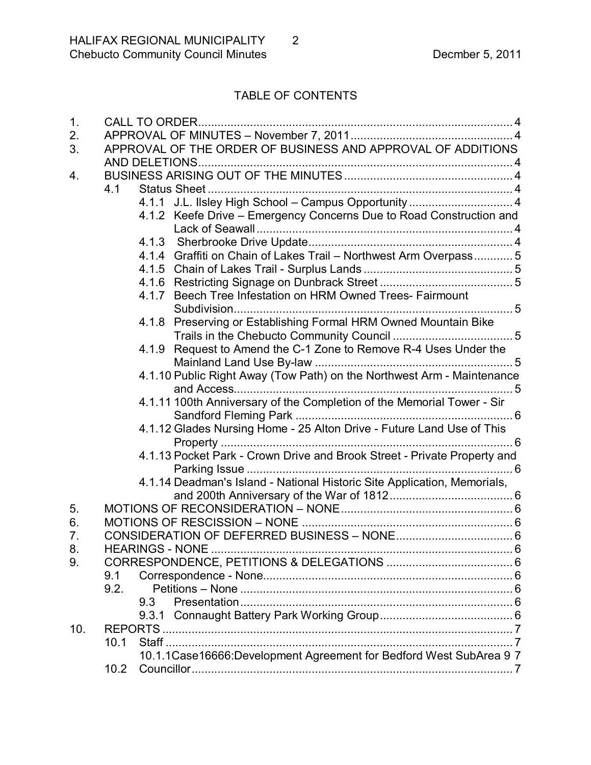## TABLE OF CONTENTS

1. CALL TO ORDER ... 4
2. APPROVAL OF MINUTES – November 7, 2011 ... 4
3. APPROVAL OF THE ORDER OF BUSINESS AND APPROVAL OF ADDITIONS AND DELETIONS ... 4
4. BUSINESS ARISING OUT OF THE MINUTES ... 4
   - 4.1 Status Sheet ... 4
     - 4.1.1 J.L. Ilsley High School – Campus Opportunity ... 4
     - 4.1.2 Keefe Drive – Emergency Concerns Due to Road Construction and Lack of Seawall ... 4
     - 4.1.3 Sherbrooke Drive Update ... 4
     - 4.1.4 Graffiti on Chain of Lakes Trail – Northwest Arm Overpass ... 5
     - 4.1.5 Chain of Lakes Trail - Surplus Lands ... 5
     - 4.1.6 Restricting Signage on Dunbrack Street ... 5
     - 4.1.7 Beech Tree Infestation on HRM Owned Trees- Fairmount Subdivision ... 5
     - 4.1.8 Preserving or Establishing Formal HRM Owned Mountain Bike Trails in the Chebucto Community Council ... 5
     - 4.1.9 Request to Amend the C-1 Zone to Remove R-4 Uses Under the Mainland Land Use By-law ... 5
     - 4.1.10 Public Right Away (Tow Path) on the Northwest Arm - Maintenance and Access ... 5
     - 4.1.11 100th Anniversary of the Completion of the Memorial Tower - Sir Sandford Fleming Park ... 6
     - 4.1.12 Glades Nursing Home - 25 Alton Drive - Future Land Use of This Property ... 6
     - 4.1.13 Pocket Park - Crown Drive and Brook Street - Private Property and Parking Issue ... 6
     - 4.1.14 Deadman's Island - National Historic Site Application, Memorials, and 200th Anniversary of the War of 1812 ... 6
5. MOTIONS OF RECONSIDERATION – NONE ... 6
6. MOTIONS OF RESCISSION – NONE ... 6
7. CONSIDERATION OF DEFERRED BUSINESS – NONE ... 6
8. HEARINGS - NONE ... 6
9. CORRESPONDENCE, PETITIONS & DELEGATIONS ... 6
   - 9.1 Correspondence - None ... 6
   - 9.2. Petitions – None ... 6
     - 9.3 Presentation ... 6
     - 9.3.1 Connaught Battery Park Working Group ... 6
10. REPORTS ... 7
    - 10.1 Staff ... 7
      - 10.1.1 Case16666:Development Agreement for Bedford West SubArea 9 7
    - 10.2 Councillor ... 7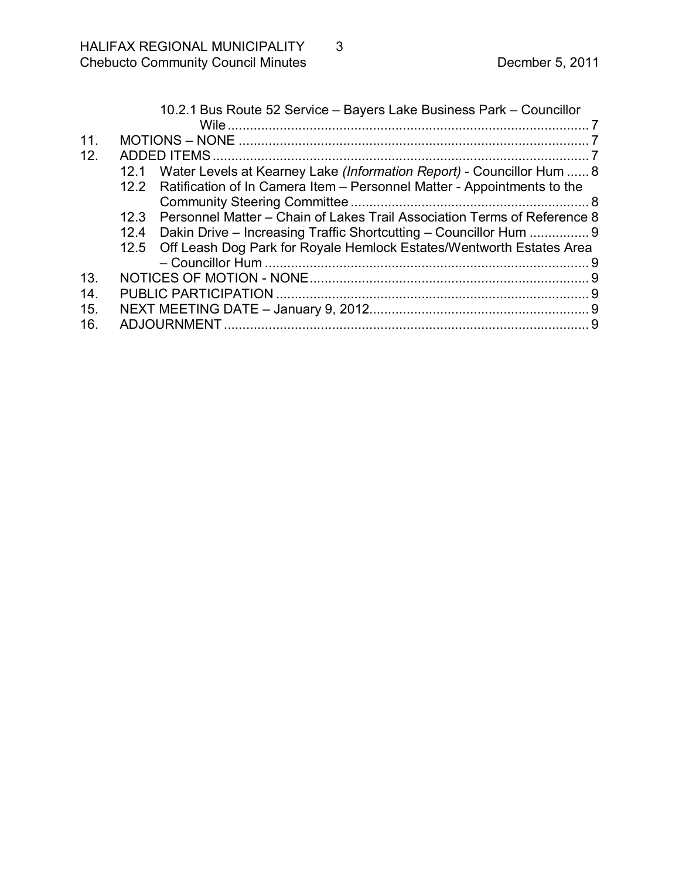10.2.1 Bus Route 52 Service – Bayers Lake Business Park – Councillor Wile ..... 7

11. MOTIONS – NONE ..... 7
12. ADDED ITEMS ..... 7
    - 12.1 Water Levels at Kearney Lake *(Information Report)* - Councillor Hum ..... 8
    - 12.2 Ratification of In Camera Item – Personnel Matter - Appointments to the Community Steering Committee ..... 8
    - 12.3 Personnel Matter – Chain of Lakes Trail Association Terms of Reference 8
    - 12.4 Dakin Drive – Increasing Traffic Shortcutting – Councillor Hum ..... 9
    - 12.5 Off Leash Dog Park for Royale Hemlock Estates/Wentworth Estates Area – Councillor Hum ..... 9
13. NOTICES OF MOTION - NONE ..... 9
14. PUBLIC PARTICIPATION ..... 9
15. NEXT MEETING DATE – January 9, 2012 ..... 9
16. ADJOURNMENT ..... 9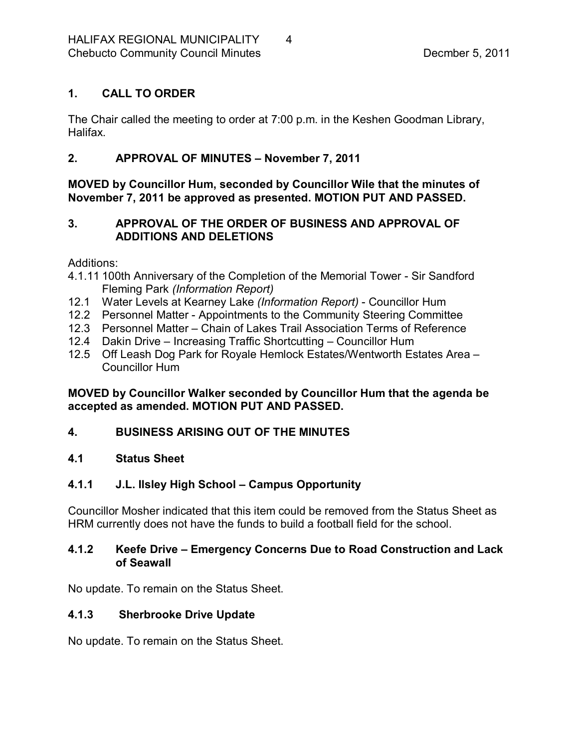## 1. CALL TO ORDER

The Chair called the meeting to order at 7:00 p.m. in the Keshen Goodman Library, Halifax.

## 2. APPROVAL OF MINUTES – November 7, 2011

**MOVED by Councillor Hum, seconded by Councillor Wile that the minutes of November 7, 2011 be approved as presented. MOTION PUT AND PASSED.**

## 3. APPROVAL OF THE ORDER OF BUSINESS AND APPROVAL OF ADDITIONS AND DELETIONS

Additions:

- 4.1.11 100th Anniversary of the Completion of the Memorial Tower - Sir Sandford Fleming Park *(Information Report)*
- 12.1 Water Levels at Kearney Lake *(Information Report)* - Councillor Hum
- 12.2 Personnel Matter - Appointments to the Community Steering Committee
- 12.3 Personnel Matter – Chain of Lakes Trail Association Terms of Reference
- 12.4 Dakin Drive – Increasing Traffic Shortcutting – Councillor Hum
- 12.5 Off Leash Dog Park for Royale Hemlock Estates/Wentworth Estates Area – Councillor Hum

**MOVED by Councillor Walker seconded by Councillor Hum that the agenda be accepted as amended. MOTION PUT AND PASSED.**

## 4. BUSINESS ARISING OUT OF THE MINUTES

### 4.1 Status Sheet

#### 4.1.1 J.L. Ilsley High School – Campus Opportunity

Councillor Mosher indicated that this item could be removed from the Status Sheet as HRM currently does not have the funds to build a football field for the school.

#### 4.1.2 Keefe Drive – Emergency Concerns Due to Road Construction and Lack of Seawall

No update. To remain on the Status Sheet.

#### 4.1.3 Sherbrooke Drive Update

No update. To remain on the Status Sheet.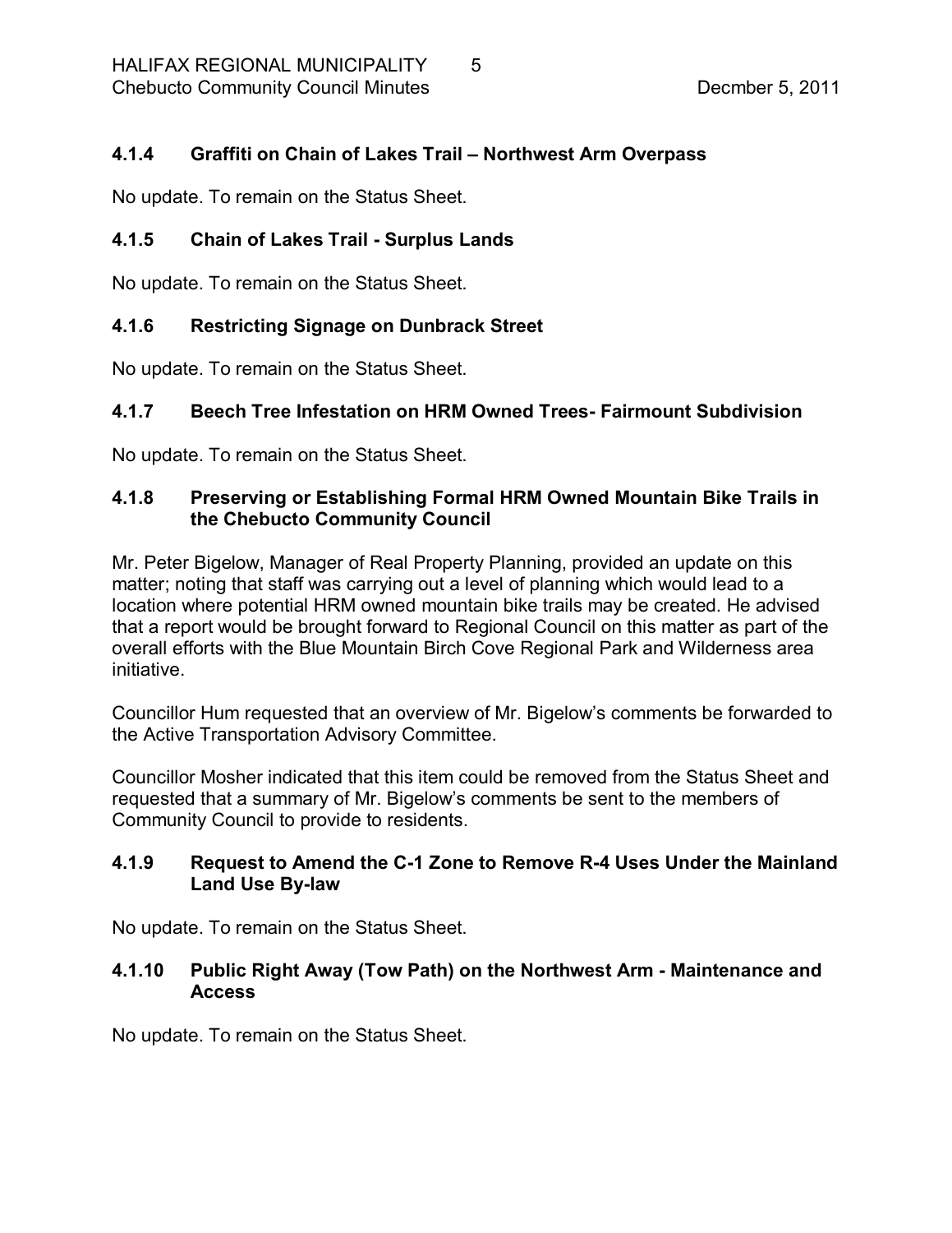### 4.1.4 Graffiti on Chain of Lakes Trail – Northwest Arm Overpass

No update. To remain on the Status Sheet.

### 4.1.5 Chain of Lakes Trail - Surplus Lands

No update. To remain on the Status Sheet.

### 4.1.6 Restricting Signage on Dunbrack Street

No update. To remain on the Status Sheet.

### 4.1.7 Beech Tree Infestation on HRM Owned Trees- Fairmount Subdivision

No update. To remain on the Status Sheet.

### 4.1.8 Preserving or Establishing Formal HRM Owned Mountain Bike Trails in the Chebucto Community Council

Mr. Peter Bigelow, Manager of Real Property Planning, provided an update on this matter; noting that staff was carrying out a level of planning which would lead to a location where potential HRM owned mountain bike trails may be created. He advised that a report would be brought forward to Regional Council on this matter as part of the overall efforts with the Blue Mountain Birch Cove Regional Park and Wilderness area initiative.

Councillor Hum requested that an overview of Mr. Bigelow's comments be forwarded to the Active Transportation Advisory Committee.

Councillor Mosher indicated that this item could be removed from the Status Sheet and requested that a summary of Mr. Bigelow's comments be sent to the members of Community Council to provide to residents.

### 4.1.9 Request to Amend the C-1 Zone to Remove R-4 Uses Under the Mainland Land Use By-law

No update. To remain on the Status Sheet.

### 4.1.10 Public Right Away (Tow Path) on the Northwest Arm - Maintenance and Access

No update. To remain on the Status Sheet.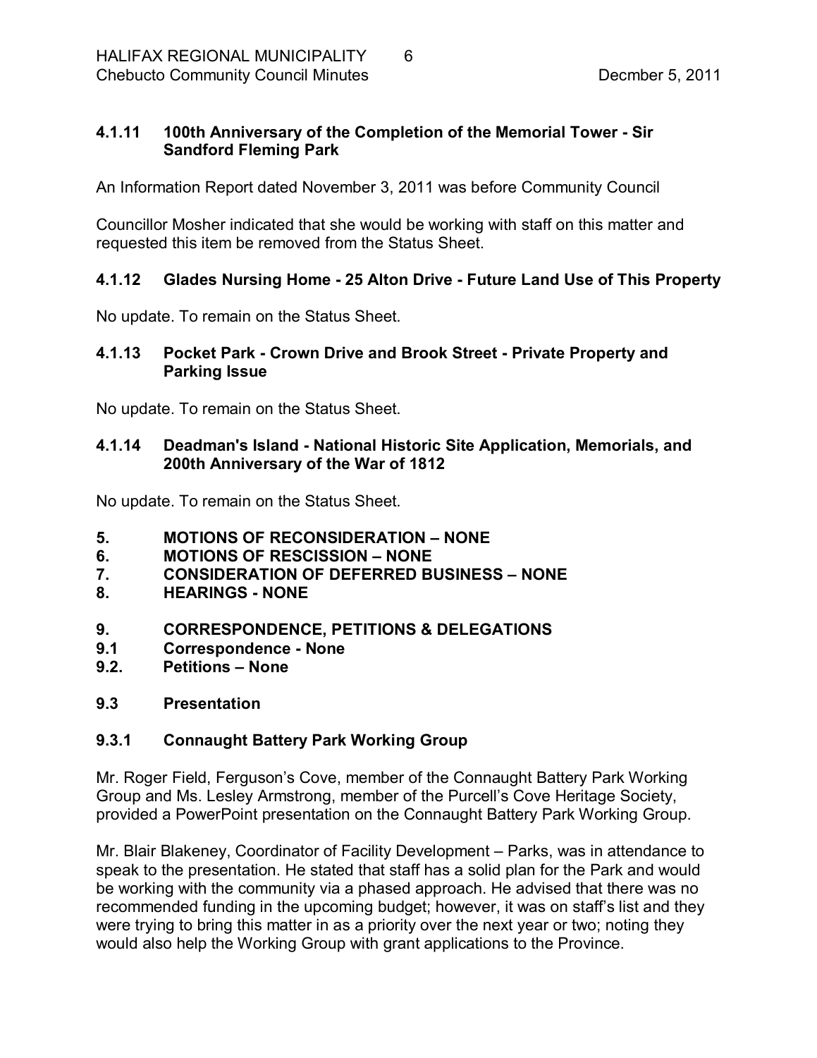### 4.1.11 100th Anniversary of the Completion of the Memorial Tower - Sir Sandford Fleming Park

An Information Report dated November 3, 2011 was before Community Council

Councillor Mosher indicated that she would be working with staff on this matter and requested this item be removed from the Status Sheet.

### 4.1.12 Glades Nursing Home - 25 Alton Drive - Future Land Use of This Property

No update. To remain on the Status Sheet.

### 4.1.13 Pocket Park - Crown Drive and Brook Street - Private Property and Parking Issue

No update. To remain on the Status Sheet.

### 4.1.14 Deadman's Island - National Historic Site Application, Memorials, and 200th Anniversary of the War of 1812

No update. To remain on the Status Sheet.

## 5. MOTIONS OF RECONSIDERATION – NONE

## 6. MOTIONS OF RESCISSION – NONE

## 7. CONSIDERATION OF DEFERRED BUSINESS – NONE

## 8. HEARINGS - NONE

## 9. CORRESPONDENCE, PETITIONS & DELEGATIONS

### 9.1 Correspondence - None

### 9.2. Petitions – None

### 9.3 Presentation

### 9.3.1 Connaught Battery Park Working Group

Mr. Roger Field, Ferguson's Cove, member of the Connaught Battery Park Working Group and Ms. Lesley Armstrong, member of the Purcell's Cove Heritage Society, provided a PowerPoint presentation on the Connaught Battery Park Working Group.

Mr. Blair Blakeney, Coordinator of Facility Development – Parks, was in attendance to speak to the presentation. He stated that staff has a solid plan for the Park and would be working with the community via a phased approach. He advised that there was no recommended funding in the upcoming budget; however, it was on staff's list and they were trying to bring this matter in as a priority over the next year or two; noting they would also help the Working Group with grant applications to the Province.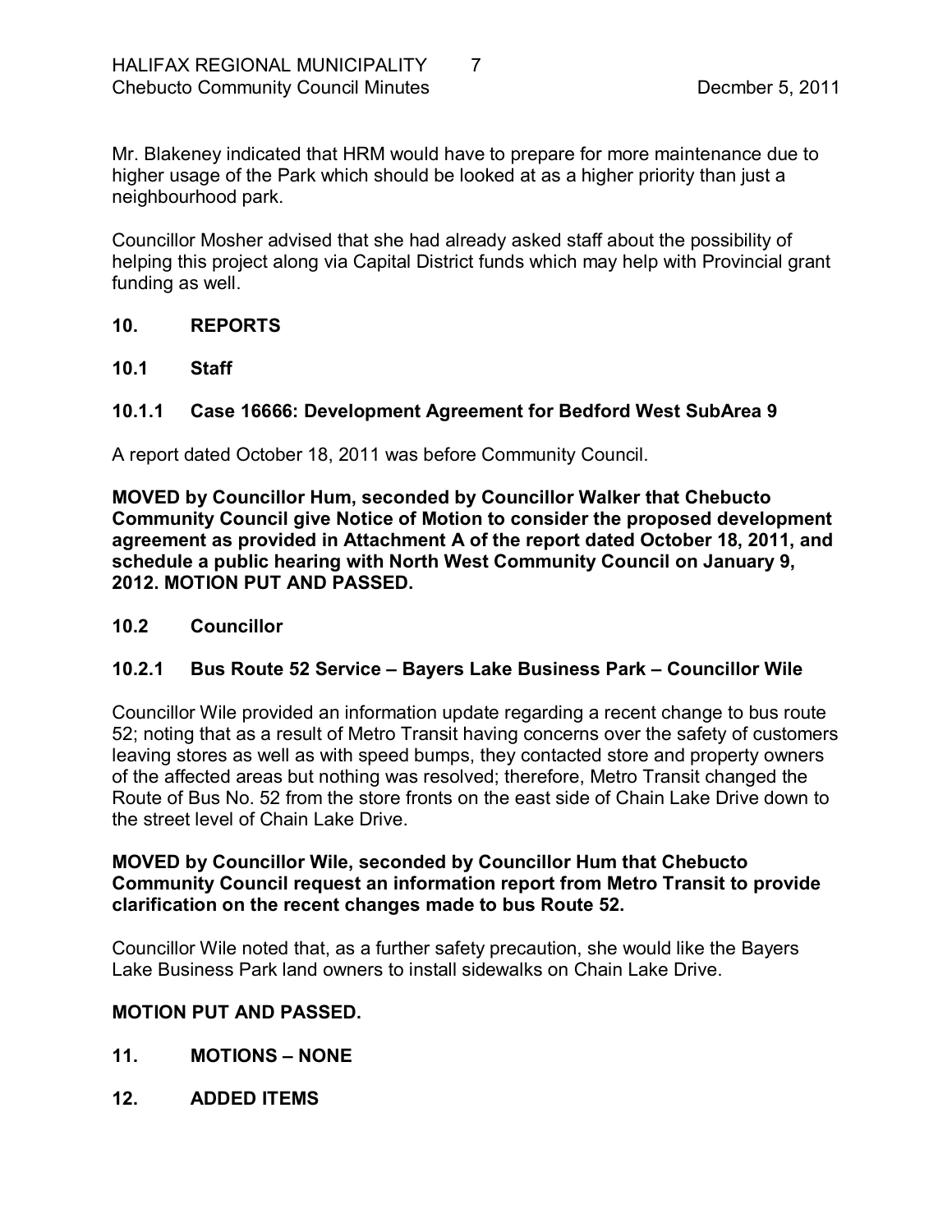Mr. Blakeney indicated that HRM would have to prepare for more maintenance due to higher usage of the Park which should be looked at as a higher priority than just a neighbourhood park.

Councillor Mosher advised that she had already asked staff about the possibility of helping this project along via Capital District funds which may help with Provincial grant funding as well.

## 10. REPORTS

### 10.1 Staff

#### 10.1.1 Case 16666: Development Agreement for Bedford West SubArea 9

A report dated October 18, 2011 was before Community Council.

**MOVED by Councillor Hum, seconded by Councillor Walker that Chebucto Community Council give Notice of Motion to consider the proposed development agreement as provided in Attachment A of the report dated October 18, 2011, and schedule a public hearing with North West Community Council on January 9, 2012. MOTION PUT AND PASSED.**

### 10.2 Councillor

#### 10.2.1 Bus Route 52 Service – Bayers Lake Business Park – Councillor Wile

Councillor Wile provided an information update regarding a recent change to bus route 52; noting that as a result of Metro Transit having concerns over the safety of customers leaving stores as well as with speed bumps, they contacted store and property owners of the affected areas but nothing was resolved; therefore, Metro Transit changed the Route of Bus No. 52 from the store fronts on the east side of Chain Lake Drive down to the street level of Chain Lake Drive.

**MOVED by Councillor Wile, seconded by Councillor Hum that Chebucto Community Council request an information report from Metro Transit to provide clarification on the recent changes made to bus Route 52.**

Councillor Wile noted that, as a further safety precaution, she would like the Bayers Lake Business Park land owners to install sidewalks on Chain Lake Drive.

**MOTION PUT AND PASSED.**

## 11. MOTIONS – NONE

## 12. ADDED ITEMS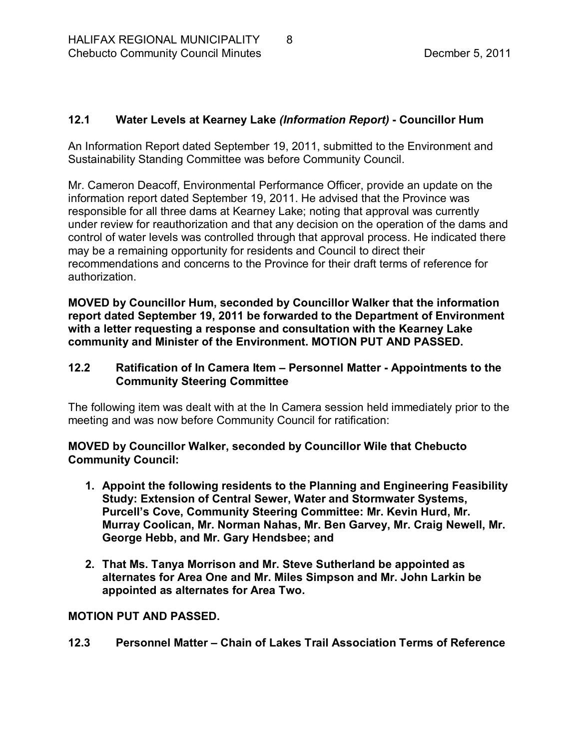### 12.1 Water Levels at Kearney Lake *(Information Report)* - Councillor Hum

An Information Report dated September 19, 2011, submitted to the Environment and Sustainability Standing Committee was before Community Council.

Mr. Cameron Deacoff, Environmental Performance Officer, provide an update on the information report dated September 19, 2011. He advised that the Province was responsible for all three dams at Kearney Lake; noting that approval was currently under review for reauthorization and that any decision on the operation of the dams and control of water levels was controlled through that approval process. He indicated there may be a remaining opportunity for residents and Council to direct their recommendations and concerns to the Province for their draft terms of reference for authorization.

**MOVED by Councillor Hum, seconded by Councillor Walker that the information report dated September 19, 2011 be forwarded to the Department of Environment with a letter requesting a response and consultation with the Kearney Lake community and Minister of the Environment. MOTION PUT AND PASSED.**

### 12.2 Ratification of In Camera Item – Personnel Matter - Appointments to the Community Steering Committee

The following item was dealt with at the In Camera session held immediately prior to the meeting and was now before Community Council for ratification:

**MOVED by Councillor Walker, seconded by Councillor Wile that Chebucto Community Council:**

1. **Appoint the following residents to the Planning and Engineering Feasibility Study: Extension of Central Sewer, Water and Stormwater Systems, Purcell's Cove, Community Steering Committee: Mr. Kevin Hurd, Mr. Murray Coolican, Mr. Norman Nahas, Mr. Ben Garvey, Mr. Craig Newell, Mr. George Hebb, and Mr. Gary Hendsbee; and**

2. **That Ms. Tanya Morrison and Mr. Steve Sutherland be appointed as alternates for Area One and Mr. Miles Simpson and Mr. John Larkin be appointed as alternates for Area Two.**

**MOTION PUT AND PASSED.**

### 12.3 Personnel Matter – Chain of Lakes Trail Association Terms of Reference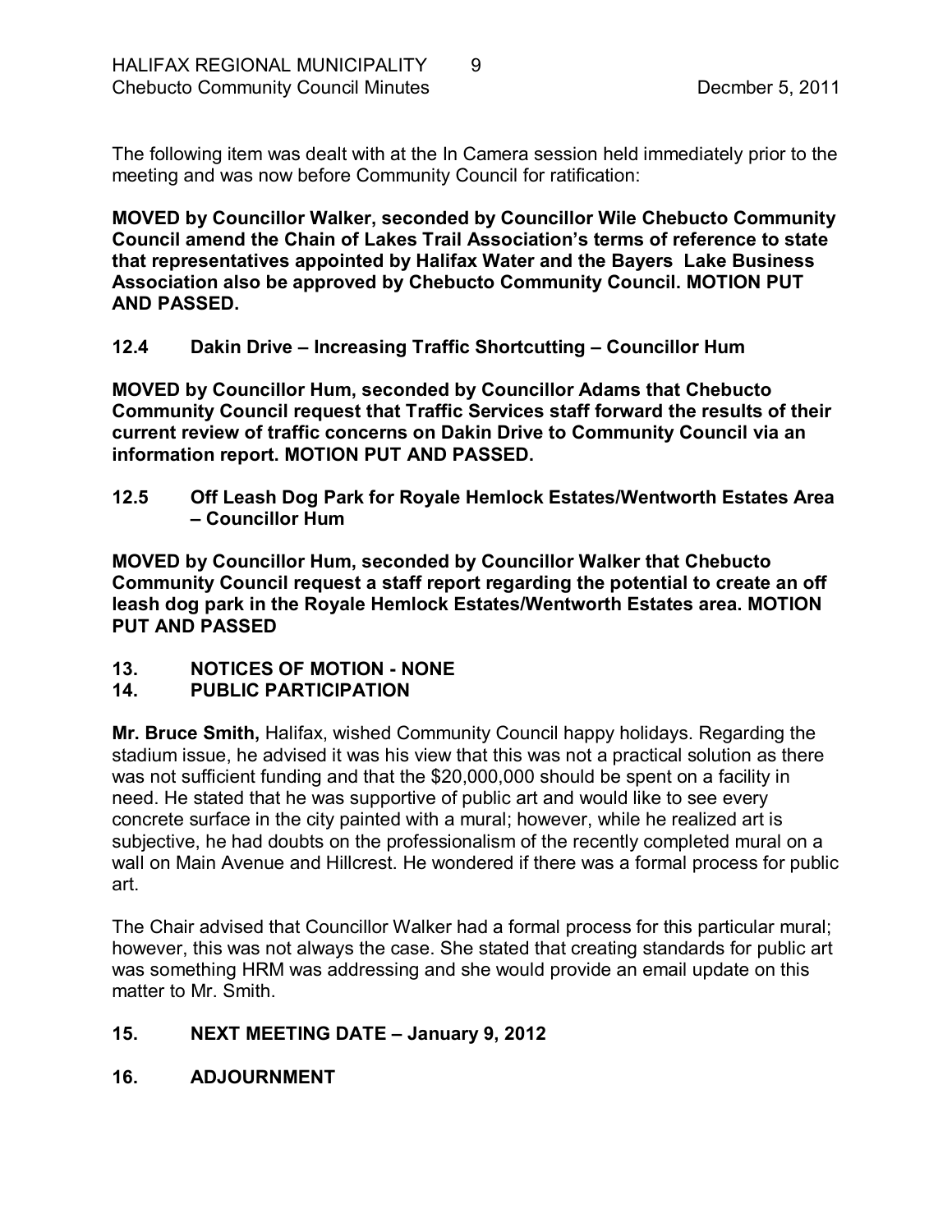The following item was dealt with at the In Camera session held immediately prior to the meeting and was now before Community Council for ratification:

**MOVED by Councillor Walker, seconded by Councillor Wile Chebucto Community Council amend the Chain of Lakes Trail Association's terms of reference to state that representatives appointed by Halifax Water and the Bayers Lake Business Association also be approved by Chebucto Community Council. MOTION PUT AND PASSED.**

## 12.4 Dakin Drive – Increasing Traffic Shortcutting – Councillor Hum

**MOVED by Councillor Hum, seconded by Councillor Adams that Chebucto Community Council request that Traffic Services staff forward the results of their current review of traffic concerns on Dakin Drive to Community Council via an information report. MOTION PUT AND PASSED.**

## 12.5 Off Leash Dog Park for Royale Hemlock Estates/Wentworth Estates Area – Councillor Hum

**MOVED by Councillor Hum, seconded by Councillor Walker that Chebucto Community Council request a staff report regarding the potential to create an off leash dog park in the Royale Hemlock Estates/Wentworth Estates area. MOTION PUT AND PASSED**

## 13. NOTICES OF MOTION - NONE

## 14. PUBLIC PARTICIPATION

**Mr. Bruce Smith,** Halifax, wished Community Council happy holidays. Regarding the stadium issue, he advised it was his view that this was not a practical solution as there was not sufficient funding and that the $20,000,000 should be spent on a facility in need. He stated that he was supportive of public art and would like to see every concrete surface in the city painted with a mural; however, while he realized art is subjective, he had doubts on the professionalism of the recently completed mural on a wall on Main Avenue and Hillcrest. He wondered if there was a formal process for public art.

The Chair advised that Councillor Walker had a formal process for this particular mural; however, this was not always the case. She stated that creating standards for public art was something HRM was addressing and she would provide an email update on this matter to Mr. Smith.

## 15. NEXT MEETING DATE – January 9, 2012

## 16. ADJOURNMENT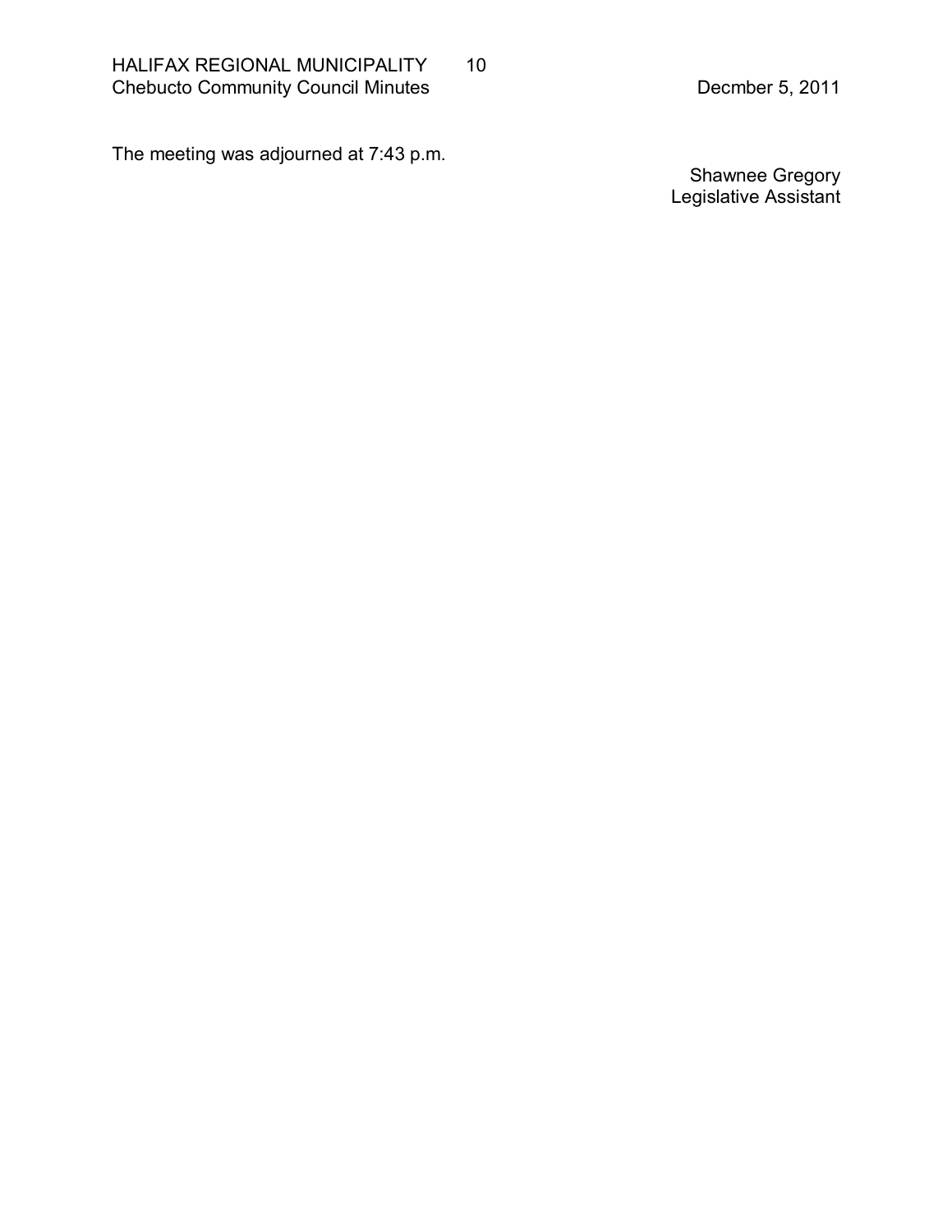The meeting was adjourned at 7:43 p.m.

Shawnee Gregory
Legislative Assistant